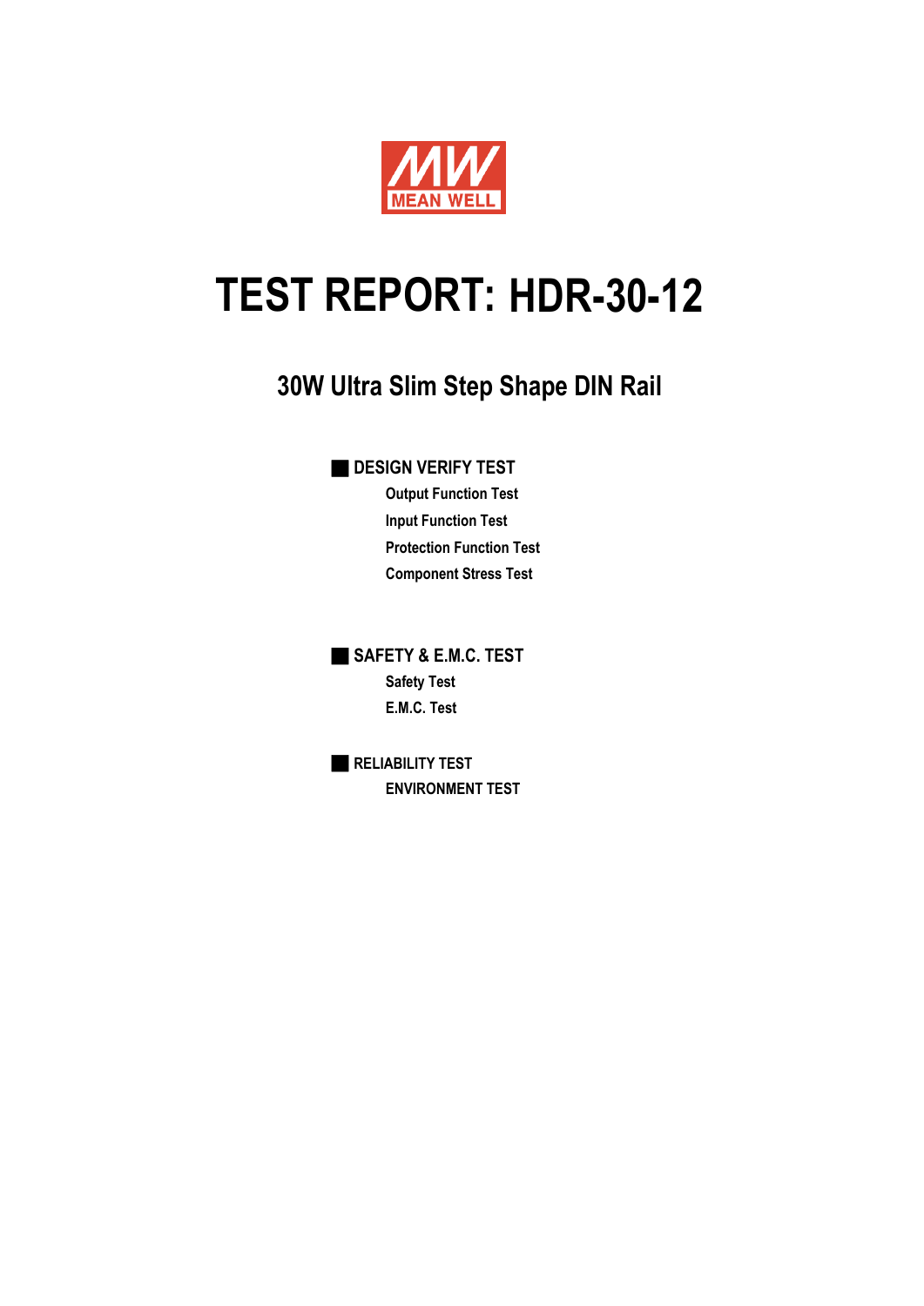MEAN WELL

# TEST REPORT: HDR-30-12

## 30W Ultra Slim Step Shape DIN Rail

■ **DESIGN VERIFY TEST**

- Output Function Test
- Input Function Test
- Protection Function Test
- Component Stress Test

■ **SAFETY & E.M.C. TEST**

- Safety Test
- E.M.C. Test

■ **RELIABILITY TEST**

- ENVIRONMENT TEST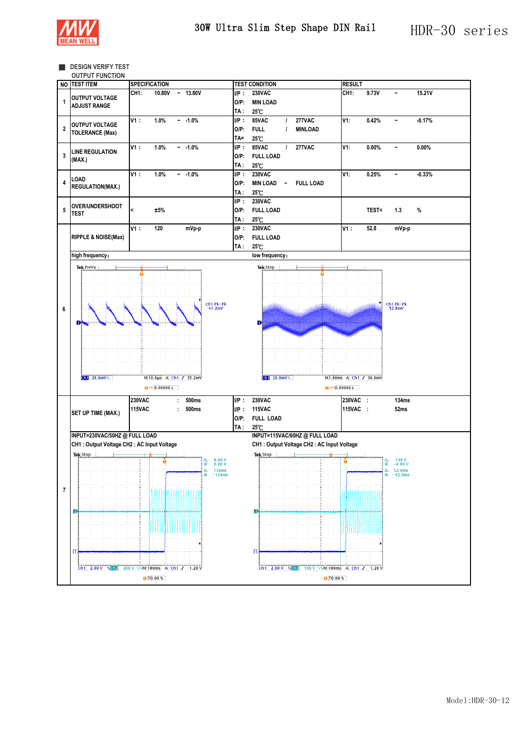## DESIGN VERIFY TEST

OUTPUT FUNCTION

| NO | TEST ITEM | SPECIFICATION | TEST CONDITION | RESULT |
|---|---|---|---|---|
| 1 | OUTPUT VOLTAGE ADJUST RANGE | CH1: 10.80V ~ 13.80V | I/P : 230VAC<br>O/P: MIN LOAD<br>TA : 25℃ | CH1: 9.73V ~ 15.21V |
| 2 | OUTPUT VOLTAGE TOLERANCE (Max) | V1 : 1.0% ~ -1.0% | I/P : 85VAC / 277VAC<br>O/P: FULL / MINLOAD<br>TA= 25℃ | V1: 0.42% ~ -0.17% |
| 3 | LINE REGULATION (MAX.) | V1 : 1.0% ~ -1.0% | I/P : 85VAC / 277VAC<br>O/P: FULL LOAD<br>TA : 25℃ | V1: 0.00% ~ 0.00% |
| 4 | LOAD REGULATION(MAX.) | V1 : 1.0% ~ -1.0% | I/P : 230VAC<br>O/P: MIN LOAD ~ FULL LOAD<br>TA : 25℃ | V1: 0.25% ~ -0.33% |
| 5 | OVER/UNDERSHOOT TEST | < ±5% | I/P : 230VAC<br>O/P: FULL LOAD<br>TA : 25℃ | TEST< 1.3 % |
| 6 | RIPPLE & NOISE(Max) | V1 : 120 mVp-p | I/P : 230VAC<br>O/P: FULL LOAD<br>TA : 25℃ | V1 : 52.8 mVp-p |
| | high frequency: | | low frequency: | |
| 7 | SET UP TIME (MAX.) | 230VAC : 500ms<br>115VAC : 500ms | I/P : 230VAC<br>I/P : 115VAC<br>O/P: FULL LOAD<br>TA : 25℃ | 230VAC : 134ms<br>115VAC : 52ms |
| | INPUT=230VAC/50HZ @ FULL LOAD<br>CH1 : Output Voltage CH2 : AC Input Voltage | | INPUT=115VAC/60HZ @ FULL LOAD<br>CH1 : Output Voltage CH2 : AC Input Voltage | |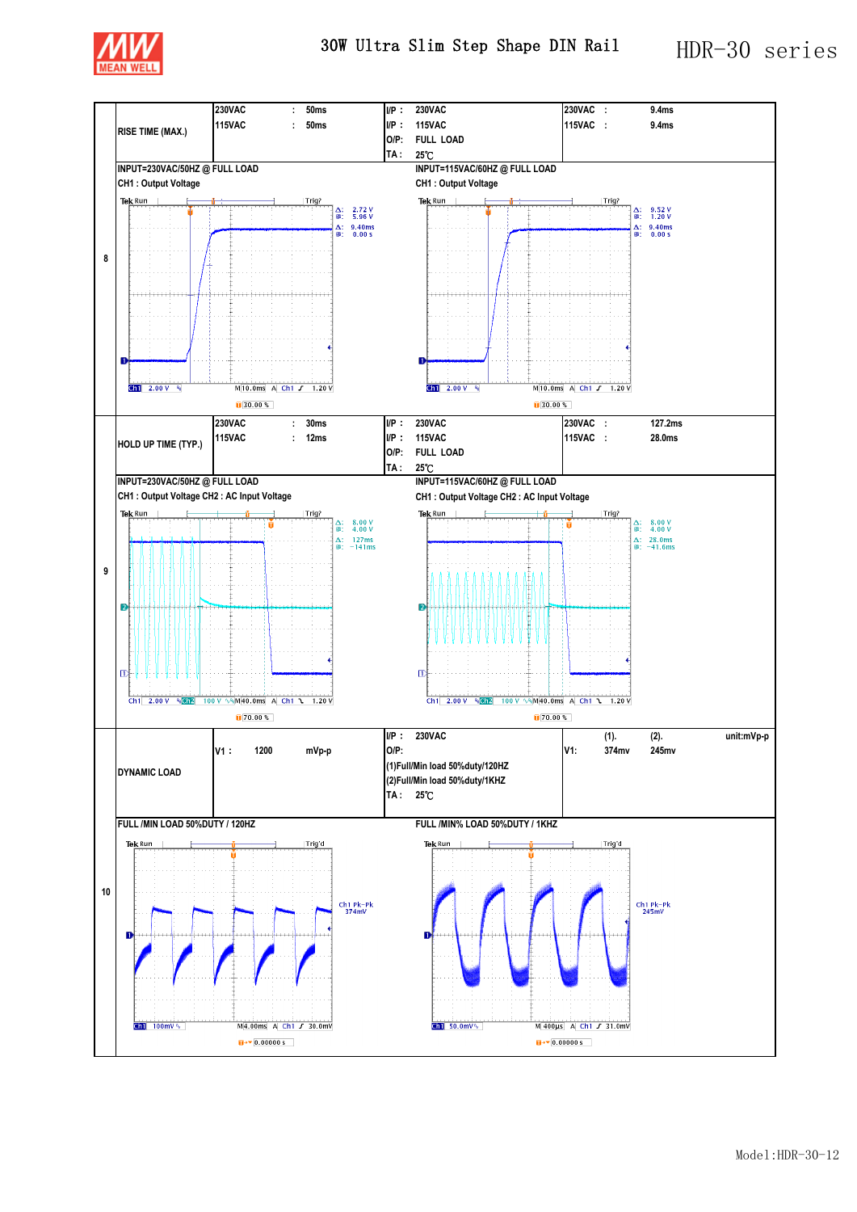# 30W Ultra Slim Step Shape DIN Rail — HDR-30 series

| | | | | |
|---|---|---|---|---|
| 8 | RISE TIME (MAX.) | 230VAC : 50ms<br>115VAC : 50ms | I/P : 230VAC<br>I/P : 115VAC<br>O/P: FULL LOAD<br>TA : 25℃ | 230VAC : 9.4ms<br>115VAC : 9.4ms |
| | INPUT=230VAC/50HZ @ FULL LOAD<br>CH1 : Output Voltage | | INPUT=115VAC/60HZ @ FULL LOAD<br>CH1 : Output Voltage | |
| 9 | HOLD UP TIME (TYP.) | 230VAC : 30ms<br>115VAC : 12ms | I/P : 230VAC<br>I/P : 115VAC<br>O/P: FULL LOAD<br>TA : 25℃ | 230VAC : 127.2ms<br>115VAC : 28.0ms |
| | INPUT=230VAC/50HZ @ FULL LOAD<br>CH1 : Output Voltage CH2 : AC Input Voltage | | INPUT=115VAC/60HZ @ FULL LOAD<br>CH1 : Output Voltage CH2 : AC Input Voltage | |
| 10 | DYNAMIC LOAD | V1 : 1200 mVp-p | I/P : 230VAC<br>O/P:<br>(1)Full/Min load 50%duty/120HZ<br>(2)Full/Min load 50%duty/1KHZ<br>TA : 25℃ | unit:mVp-p<br>(1). (2).<br>V1: 374mv 245mv |
| | FULL /MIN LOAD 50%DUTY / 120HZ | | FULL /MIN% LOAD 50%DUTY / 1KHZ | |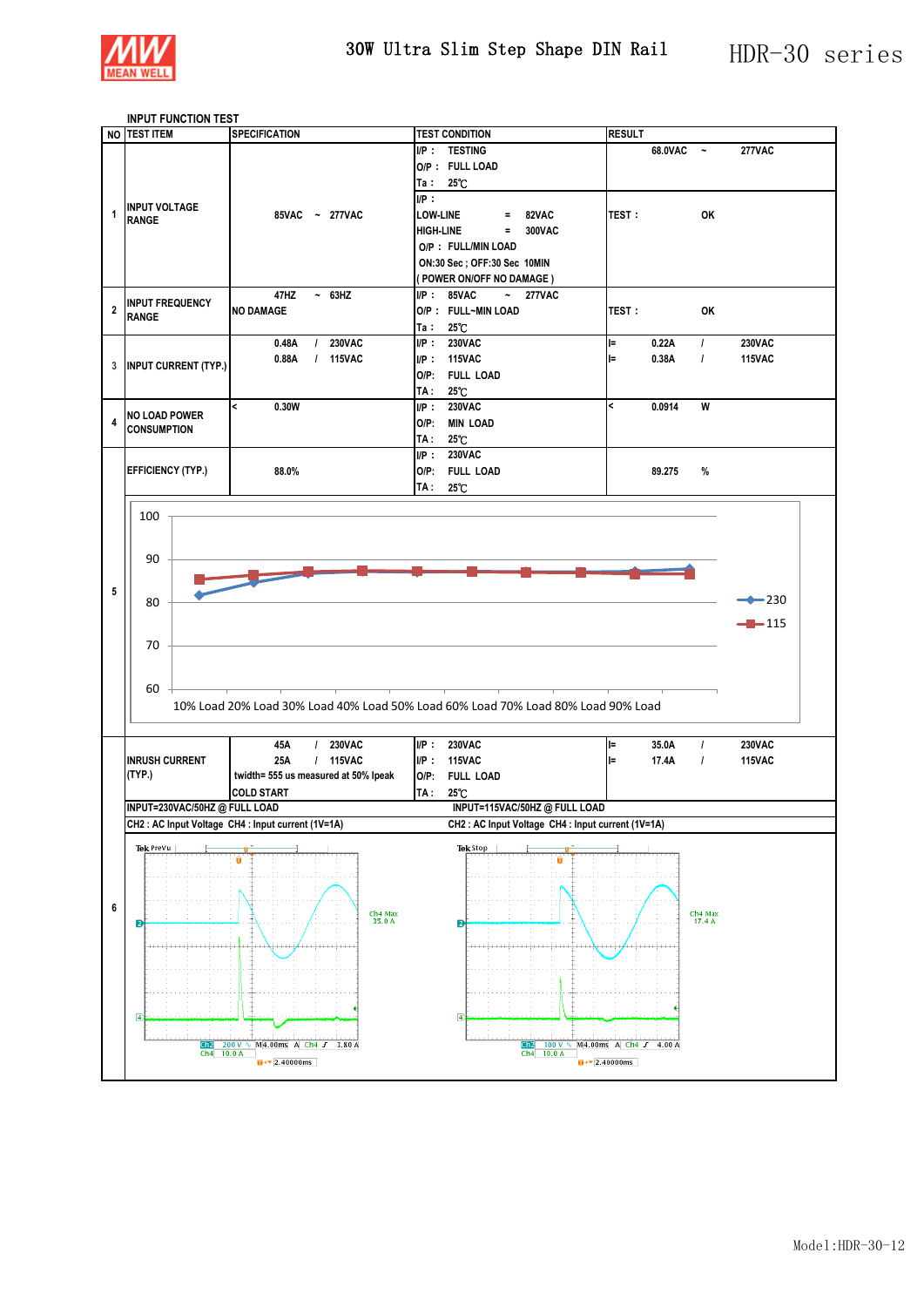## INPUT FUNCTION TEST

| NO | TEST ITEM | SPECIFICATION | TEST CONDITION | RESULT |
|---|---|---|---|---|
| 1 | INPUT VOLTAGE RANGE | 85VAC ~ 277VAC | I/P : TESTING<br>O/P : FULL LOAD<br>Ta : 25℃ | 68.0VAC ~ 277VAC |
| | | | I/P :<br>LOW-LINE = 82VAC<br>HIGH-LINE = 300VAC<br>O/P : FULL/MIN LOAD<br>ON:30 Sec ; OFF:30 Sec 10MIN<br>( POWER ON/OFF NO DAMAGE ) | TEST : OK |
| 2 | INPUT FREQUENCY RANGE | 47HZ ~ 63HZ<br>NO DAMAGE | I/P : 85VAC ~ 277VAC<br>O/P : FULL~MIN LOAD<br>Ta : 25℃ | TEST : OK |
| 3 | INPUT CURRENT (TYP.) | 0.48A / 230VAC<br>0.88A / 115VAC | I/P : 230VAC<br>I/P : 115VAC<br>O/P: FULL LOAD<br>TA : 25℃ | I= 0.22A / 230VAC<br>I= 0.38A / 115VAC |
| 4 | NO LOAD POWER CONSUMPTION | < 0.30W | I/P : 230VAC<br>O/P: MIN LOAD<br>TA : 25℃ | < 0.0914 W |
| 5 | EFFICIENCY (TYP.) | 88.0% | I/P : 230VAC<br>O/P: FULL LOAD<br>TA : 25℃ | 89.275 % |
| 6 | INRUSH CURRENT (TYP.) | 45A / 230VAC<br>25A / 115VAC<br>twidth= 555 us measured at 50% Ipeak<br>COLD START | I/P : 230VAC<br>I/P : 115VAC<br>O/P: FULL LOAD<br>TA : 25℃ | I= 35.0A / 230VAC<br>I= 17.4A / 115VAC |

Efficiency chart: 230 / 115 — 10% Load 20% Load 30% Load 40% Load 50% Load 60% Load 70% Load 80% Load 90% Load (Y-axis: 60, 70, 80, 90, 100)

INPUT=230VAC/50HZ @ FULL LOAD

CH2 : AC Input Voltage CH4 : Input current (1V=1A)

Ch4 Max 35.0 A — Ch2 200 V, M4.00ms, A Ch4 3.80 A, Ch4 10.0 A, 2.40000ms

INPUT=115VAC/50HZ @ FULL LOAD

CH2 : AC Input Voltage CH4 : Input current (1V=1A)

Ch4 Max 17.4 A — Ch2 100 V, M4.00ms, A Ch4 4.00 A, Ch4 10.0 A, 2.40000ms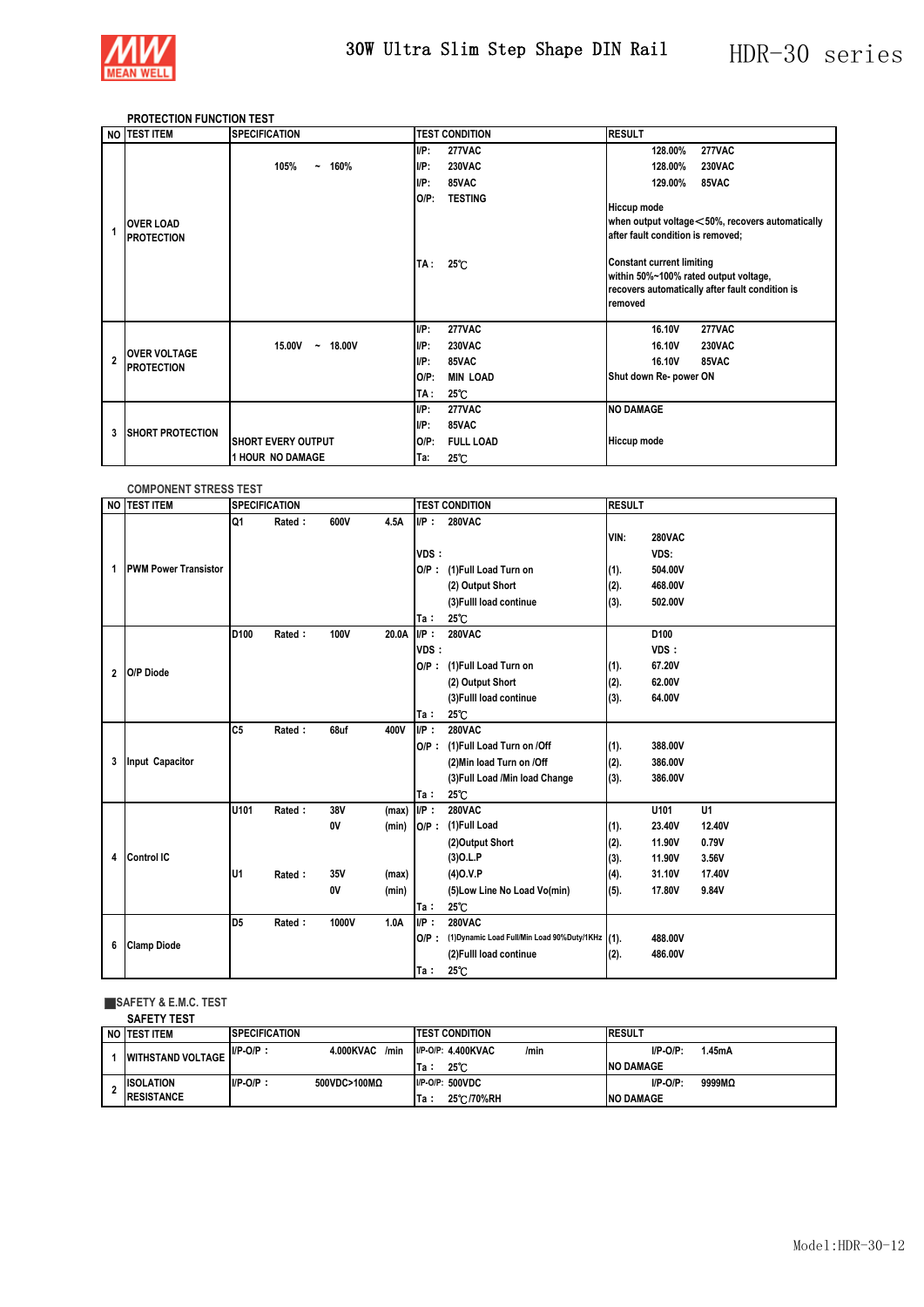## PROTECTION FUNCTION TEST

| NO | TEST ITEM | SPECIFICATION | TEST CONDITION | RESULT |
|---|---|---|---|---|
| 1 | OVER LOAD PROTECTION | 105% ~ 160% | I/P: 277VAC<br>I/P: 230VAC<br>I/P: 85VAC<br>O/P: TESTING<br>TA : 25℃ | 128.00% 277VAC<br>128.00% 230VAC<br>129.00% 85VAC<br>Hiccup mode<br>when output voltage＜50%, recovers automatically after fault condition is removed;<br>Constant current limiting<br>within 50%~100% rated output voltage, recovers automatically after fault condition is removed |
| 2 | OVER VOLTAGE PROTECTION | 15.00V ~ 18.00V | I/P: 277VAC<br>I/P: 230VAC<br>I/P: 85VAC<br>O/P: MIN LOAD<br>TA : 25℃ | 16.10V 277VAC<br>16.10V 230VAC<br>16.10V 85VAC<br>Shut down Re- power ON |
| 3 | SHORT PROTECTION | SHORT EVERY OUTPUT<br>1 HOUR NO DAMAGE | I/P: 277VAC<br>I/P: 85VAC<br>O/P: FULL LOAD<br>Ta: 25℃ | NO DAMAGE<br>Hiccup mode |

## COMPONENT STRESS TEST

| NO | TEST ITEM | SPECIFICATION | TEST CONDITION | RESULT |
|---|---|---|---|---|
| 1 | PWM Power Transistor | Q1 Rated : 600V 4.5A | I/P : 280VAC<br>VDS :<br>O/P : (1)Full Load Turn on<br>(2) Output Short<br>(3)Fulll load continue<br>Ta : 25℃ | VIN: 280VAC<br>VDS:<br>(1). 504.00V<br>(2). 468.00V<br>(3). 502.00V |
| 2 | O/P Diode | D100 Rated : 100V 20.0A | I/P : 280VAC<br>VDS :<br>O/P : (1)Full Load Turn on<br>(2) Output Short<br>(3)Fulll load continue<br>Ta : 25℃ | D100<br>VDS :<br>(1). 67.20V<br>(2). 62.00V<br>(3). 64.00V |
| 3 | Input Capacitor | C5 Rated : 68uf 400V | I/P : 280VAC<br>O/P : (1)Full Load Turn on /Off<br>(2)Min load Turn on /Off<br>(3)Full Load /Min load Change<br>Ta : 25℃ | (1). 388.00V<br>(2). 386.00V<br>(3). 386.00V |
| 4 | Control IC | U101 Rated : 38V (max)<br>0V (min)<br>U1 Rated : 35V (max)<br>0V (min) | I/P : 280VAC<br>O/P : (1)Full Load<br>(2)Output Short<br>(3)O.L.P<br>(4)O.V.P<br>(5)Low Line No Load Vo(min)<br>Ta : 25℃ | U101 U1<br>(1). 23.40V 12.40V<br>(2). 11.90V 0.79V<br>(3). 11.90V 3.56V<br>(4). 31.10V 17.40V<br>(5). 17.80V 9.84V |
| 6 | Clamp Diode | D5 Rated : 1000V 1.0A | I/P : 280VAC<br>O/P : (1)Dynamic Load Full/Min Load 90%Duty/1KHz<br>(2)Fulll load continue<br>Ta : 25℃ | (1). 488.00V<br>(2). 486.00V |

## SAFETY & E.M.C. TEST

### SAFETY TEST

| NO | TEST ITEM | SPECIFICATION | TEST CONDITION | RESULT |
|---|---|---|---|---|
| 1 | WITHSTAND VOLTAGE | I/P-O/P : 4.000KVAC /min | I/P-O/P: 4.400KVAC /min<br>Ta : 25℃ | I/P-O/P: 1.45mA<br>NO DAMAGE |
| 2 | ISOLATION RESISTANCE | I/P-O/P : 500VDC>100MΩ | I/P-O/P: 500VDC<br>Ta : 25℃/70%RH | I/P-O/P: 9999MΩ<br>NO DAMAGE |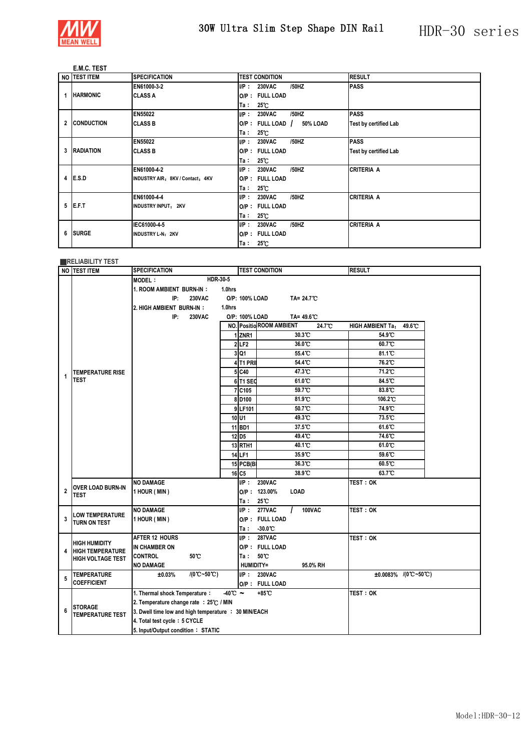# 30W Ultra Slim Step Shape DIN Rail — HDR-30 series

## E.M.C. TEST

| NO | TEST ITEM | SPECIFICATION | TEST CONDITION | RESULT |
|---|---|---|---|---|
| 1 | HARMONIC | EN61000-3-2<br>CLASS A | I/P : 230VAC /50HZ<br>O/P : FULL LOAD<br>Ta : 25℃ | PASS |
| 2 | CONDUCTION | EN55022<br>CLASS B | I/P : 230VAC /50HZ<br>O/P : FULL LOAD / 50% LOAD<br>Ta : 25℃ | PASS<br>Test by certified Lab |
| 3 | RADIATION | EN55022<br>CLASS B | I/P : 230VAC /50HZ<br>O/P : FULL LOAD<br>Ta : 25℃ | PASS<br>Test by certified Lab |
| 4 | E.S.D | EN61000-4-2<br>INDUSTRY AIR：8KV / Contact：4KV | I/P : 230VAC /50HZ<br>O/P : FULL LOAD<br>Ta : 25℃ | CRITERIA A |
| 5 | E.F.T | EN61000-4-4<br>INDUSTRY INPUT：2KV | I/P : 230VAC /50HZ<br>O/P : FULL LOAD<br>Ta : 25℃ | CRITERIA A |
| 6 | SURGE | IEC61000-4-5<br>INDUSTRY L-N：2KV | I/P : 230VAC /50HZ<br>O/P : FULL LOAD<br>Ta : 25℃ | CRITERIA A |

## RELIABILITY TEST

| NO | TEST ITEM | SPECIFICATION | TEST CONDITION | RESULT |
|---|---|---|---|---|
| 1 | TEMPERATURE RISE TEST | MODEL : HDR-30-5<br>1. ROOM AMBIENT BURN-IN : 1.0hrs<br>IP: 230VAC O/P: 100% LOAD TA= 24.7℃<br>2. HIGH AMBIENT BURN-IN : 1.0hrs<br>IP: 230VAC O/P: 100% LOAD TA= 49.6℃ | (see table below) | |
| 2 | OVER LOAD BURN-IN TEST | NO DAMAGE<br>1 HOUR ( MIN ) | I/P : 230VAC<br>O/P : 123.00% LOAD<br>Ta : 25℃ | TEST : OK |
| 3 | LOW TEMPERATURE TURN ON TEST | NO DAMAGE<br>1 HOUR ( MIN ) | I/P : 277VAC / 100VAC<br>O/P : FULL LOAD<br>Ta : -30.0℃ | TEST : OK |
| 4 | HIGH HUMIDITY HIGH TEMPERATURE HIGH VOLTAGE TEST | AFTER 12 HOURS<br>IN CHAMBER ON<br>CONTROL 50℃<br>NO DAMAGE | I/P : 287VAC<br>O/P : FULL LOAD<br>Ta : 50℃<br>HUMIDITY= 95.0% RH | TEST : OK |
| 5 | TEMPERATURE COEFFICIENT | ±0.03% /(0℃~50℃) | I/P : 230VAC<br>O/P : FULL LOAD | ±0.0083% /(0℃~50℃) |
| 6 | STORAGE TEMPERATURE TEST | 1. Thermal shock Temperature : -40℃ ~ +85℃<br>2. Temperature change rate : 25℃ / MIN<br>3. Dwell time low and high temperature : 30 MIN/EACH<br>4. Total test cycle : 5 CYCLE<br>5. Input/Output condition : STATIC | | TEST : OK |

Temperature rise test results:

| NO. | Position | ROOM AMBIENT 24.7℃ | HIGH AMBIENT Ta： 49.6℃ |
|---|---|---|---|
| 1 | ZNR1 | 30.3℃ | 54.9℃ |
| 2 | LF2 | 36.0℃ | 60.7℃ |
| 3 | Q1 | 55.4℃ | 81.1℃ |
| 4 | T1 PRI | 54.4℃ | 76.2℃ |
| 5 | C40 | 47.3℃ | 71.2℃ |
| 6 | T1 SEC | 61.0℃ | 84.5℃ |
| 7 | C105 | 59.7℃ | 83.8℃ |
| 8 | D100 | 81.9℃ | 106.2℃ |
| 9 | LF101 | 50.7℃ | 74.9℃ |
| 10 | U1 | 49.3℃ | 73.5℃ |
| 11 | BD1 | 37.5℃ | 61.6℃ |
| 12 | D5 | 49.4℃ | 74.6℃ |
| 13 | RTH1 | 40.1℃ | 61.0℃ |
| 14 | LF1 | 35.9℃ | 59.6℃ |
| 15 | PCB(BD1) | 36.3℃ | 60.5℃ |
| 16 | C5 | 38.9℃ | 63.7℃ |

Model:HDR-30-12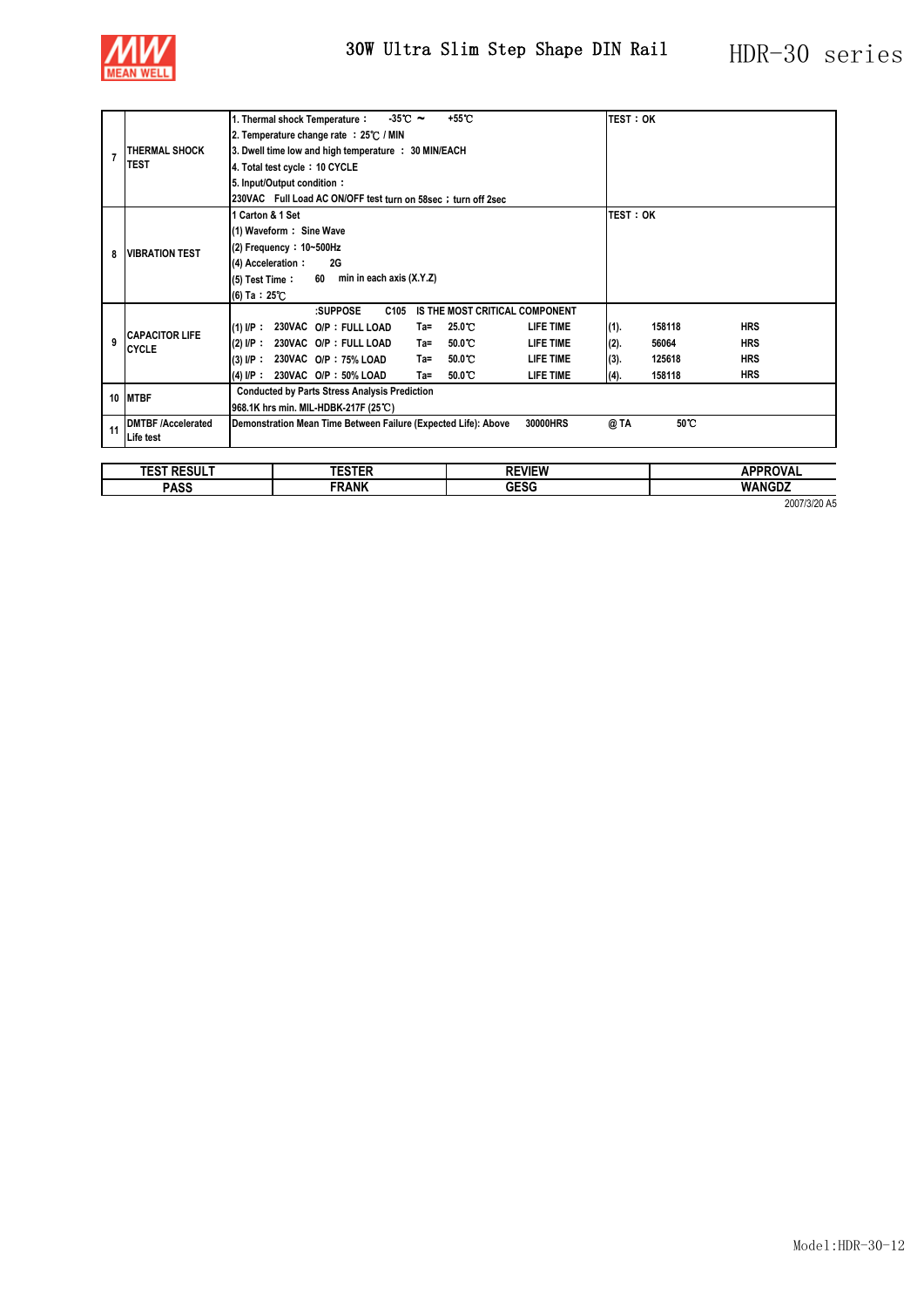# 30W Ultra Slim Step Shape DIN Rail — HDR-30 series

| | | | |
|---|---|---|---|
| 7 | THERMAL SHOCK TEST | 1. Thermal shock Temperature： -35℃ ～ +55℃<br>2. Temperature change rate ：25℃ / MIN<br>3. Dwell time low and high temperature ： 30 MIN/EACH<br>4. Total test cycle：10 CYCLE<br>5. Input/Output condition：<br>230VAC Full Load AC ON/OFF test turn on 58sec；turn off 2sec | TEST：OK |
| 8 | VIBRATION TEST | 1 Carton & 1 Set<br>(1) Waveform： Sine Wave<br>(2) Frequency：10~500Hz<br>(4) Acceleration： 2G<br>(5) Test Time： 60 min in each axis (X.Y.Z)<br>(6) Ta：25℃ | TEST：OK |
| 9 | CAPACITOR LIFE CYCLE | :SUPPOSE C105 IS THE MOST CRITICAL COMPONENT<br>(1) I/P： 230VAC O/P：FULL LOAD Ta= 25.0℃ LIFE TIME<br>(2) I/P： 230VAC O/P：FULL LOAD Ta= 50.0℃ LIFE TIME<br>(3) I/P： 230VAC O/P：75% LOAD Ta= 50.0℃ LIFE TIME<br>(4) I/P： 230VAC O/P：50% LOAD Ta= 50.0℃ LIFE TIME | <br>(1). 158118 HRS<br>(2). 56064 HRS<br>(3). 125618 HRS<br>(4). 158118 HRS |
| 10 | MTBF | Conducted by Parts Stress Analysis Prediction<br>968.1K hrs min. MIL-HDBK-217F (25℃) | |
| 11 | DMTBF /Accelerated Life test | Demonstration Mean Time Between Failure (Expected Life): Above 30000HRS | @ TA 50℃ |

| TEST RESULT | TESTER | REVIEW | APPROVAL |
|---|---|---|---|
| PASS | FRANK | GESG | WANGDZ |

2007/3/20 A5

Model:HDR-30-12